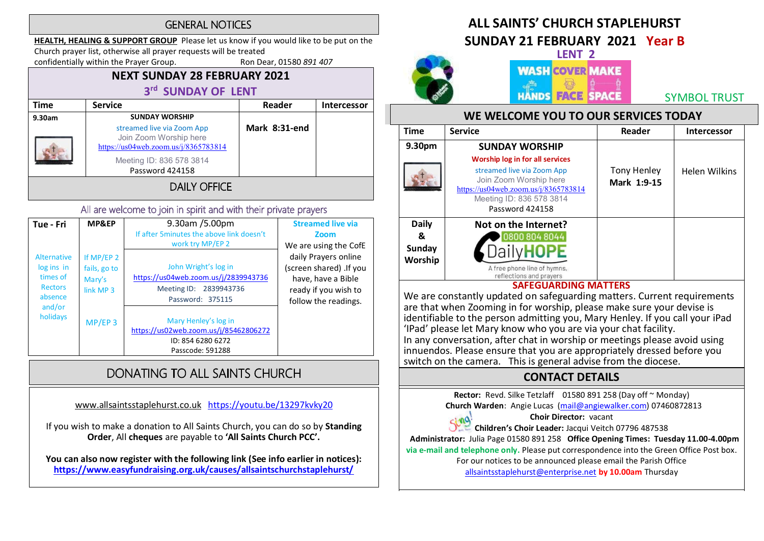## GENERAL NOTICES

**HEALTH, HEALING & SUPPORT GROUP** Please let us know if you would like to be put on the Church prayer list, otherwise all prayer requests will be treated confidentially within the Prayer Group. Ron Dear, 01580 *891 407*

## NEXT SUNDAY 28 FEBRUARY 2021

### 3rd SUNDAY OF LENT

| Time | Service | Reader | Intercessor |
|---|---|---|---|
| 9.30am | SUNDAY WORSHIP<br>streamed live via Zoom App<br>Join Zoom Worship here<br>https://us04web.zoom.us/j/8365783814<br>Meeting ID: 836 578 3814<br>Password 424158 | Mark 8:31-end | |

## DAILY OFFICE

All are welcome to join in spirit and with their private prayers

| Tue - Fri | MP&EP | 9.30am /5.00pm<br>If after 5minutes the above link doesn't work try MP/EP 2 | **Streamed live via Zoom**<br>We are using the CofE daily Prayers online (screen shared) .If you have, have a Bible ready if you wish to follow the readings. |
|---|---|---|---|
| Alternative log ins in times of Rectors absence and/or holidays | If MP/EP 2 fails, go to Mary's link MP 3 | John Wright's log in<br>https://us04web.zoom.us/j/2839943736<br>Meeting ID: 2839943736<br>Password: 375115 | |
| | MP/EP 3 | Mary Henley's log in<br>https://us02web.zoom.us/j/85462806272<br>ID: 854 6280 6272<br>Passcode: 591288 | |

## DONATING TO ALL SAINTS CHURCH

www.allsaintsstaplehurst.co.uk https://youtu.be/13297kvky20

If you wish to make a donation to All Saints Church, you can do so by **Standing Order**, All **cheques** are payable to **'All Saints Church PCC'.**

**You can also now register with the following link (See info earlier in notices):**
**https://www.easyfundraising.org.uk/causes/allsaintschurchstaplehurst/**

# ALL SAINTS' CHURCH STAPLEHURST

## SUNDAY 21 FEBRUARY 2021 Year B

### LENT 2

WASH HANDS COVER FACE MAKE SPACE

SYMBOL TRUST

## WE WELCOME YOU TO OUR SERVICES TODAY

| Time | Service | Reader | Intercessor |
|---|---|---|---|
| 9.30pm | **SUNDAY WORSHIP**<br>**Worship log in for all services**<br>streamed live via Zoom App<br>Join Zoom Worship here<br>https://us04web.zoom.us/j/8365783814<br>Meeting ID: 836 578 3814<br>Password 424158 | Tony Henley<br>**Mark 1:9-15** | Helen Wilkins |
| **Daily & Sunday Worship** | **Not on the Internet?**<br>0800 804 8044<br>DailyHOPE<br>A free phone line of hymns, reflections and prayers | | |

**SAFEGUARDING MATTERS**

We are constantly updated on safeguarding matters. Current requirements are that when Zooming in for worship, please make sure your devise is identifiable to the person admitting you, Mary Henley. If you call your iPad 'IPad' please let Mary know who you are via your chat facility.
In any conversation, after chat in worship or meetings please avoid using innuendos. Please ensure that you are appropriately dressed before you switch on the camera. This is general advise from the diocese.

## CONTACT DETAILS

**Rector:** Revd. Silke Tetzlaff 01580 891 258 (Day off ~ Monday)
**Church Warden**: Angie Lucas (mail@angiewalker.com) 07460872813
**Choir Director:** vacant
**Children's Choir Leader:** Jacqui Veitch 07796 487538
**Administrator:** Julia Page 01580 891 258 **Office Opening Times: Tuesday 11.00-4.00pm**
**via e-mail and telephone only.** Please put correspondence into the Green Office Post box.
For our notices to be announced please email the Parish Office
allsaintsstaplehurst@enterprise.net **by 10.00am** Thursday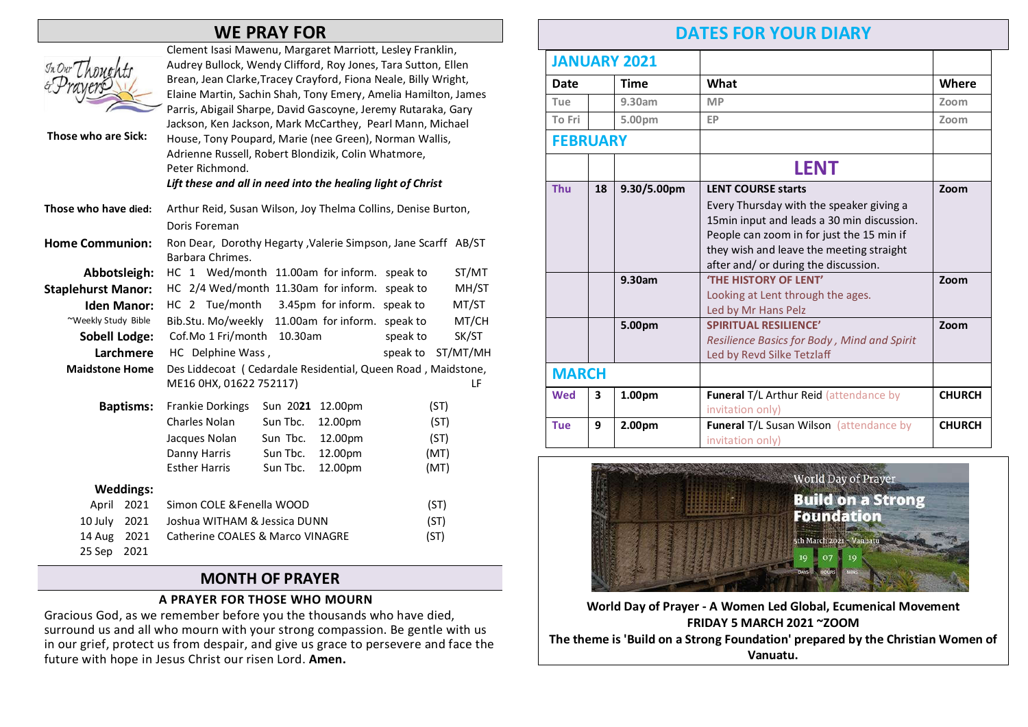## WE PRAY FOR

**Those who are Sick:** Clement Isasi Mawenu, Margaret Marriott, Lesley Franklin, Audrey Bullock, Wendy Clifford, Roy Jones, Tara Sutton, Ellen Brean, Jean Clarke,Tracey Crayford, Fiona Neale, Billy Wright, Elaine Martin, Sachin Shah, Tony Emery, Amelia Hamilton, James Parris, Abigail Sharpe, David Gascoyne, Jeremy Rutaraka, Gary Jackson, Ken Jackson, Mark McCarthey, Pearl Mann, Michael House, Tony Poupard, Marie (nee Green), Norman Wallis, Adrienne Russell, Robert Blondizik, Colin Whatmore, Peter Richmond.

*Lift these and all in need into the healing light of Christ*

**Those who have died:** Arthur Reid, Susan Wilson, Joy Thelma Collins, Denise Burton, Doris Foreman

**Home Communion:** Ron Dear, Dorothy Hegarty ,Valerie Simpson, Jane Scarff AB/ST Barbara Chrimes.

| | | | | | |
|---|---|---|---|---|---|
| **Abbotsleigh:** | HC 1 Wed/month | 11.00am | for inform. | speak to | ST/MT |
| **Staplehurst Manor:** | HC 2/4 Wed/month | 11.30am | for inform. | speak to | MH/ST |
| **Iden Manor:** | HC 2 Tue/month | 3.45pm | for inform. | speak to | MT/ST |
| ~Weekly Study Bible | Bib.Stu. Mo/weekly | 11.00am | for inform. | speak to | MT/CH |
| **Sobell Lodge:** | Cof.Mo 1 Fri/month | 10.30am | | speak to | SK/ST |
| **Larchmere** | HC Delphine Wass , | | | speak to | ST/MT/MH |
| **Maidstone Home** | Des Liddecoat ( Cedardale Residential, Queen Road , Maidstone, ME16 0HX, 01622 752117) | | | | LF |

**Baptisms:**

| | | | |
|---|---|---|---|
| Frankie Dorkings | Sun 20**21** | 12.00pm | (ST) |
| Charles Nolan | Sun Tbc. | 12.00pm | (ST) |
| Jacques Nolan | Sun Tbc. | 12.00pm | (ST) |
| Danny Harris | Sun Tbc. | 12.00pm | (MT) |
| Esther Harris | Sun Tbc. | 12.00pm | (MT) |

**Weddings:**

| | | |
|---|---|---|
| April 2021 | Simon COLE &Fenella WOOD | (ST) |
| 10 July 2021 | Joshua WITHAM & Jessica DUNN | (ST) |
| 14 Aug 2021 | Catherine COALES & Marco VINAGRE | (ST) |
| 25 Sep 2021 | | |

## MONTH OF PRAYER

**A PRAYER FOR THOSE WHO MOURN**

Gracious God, as we remember before you the thousands who have died, surround us and all who mourn with your strong compassion. Be gentle with us in our grief, protect us from despair, and give us grace to persevere and face the future with hope in Jesus Christ our risen Lord. **Amen.**

## DATES FOR YOUR DIARY

| **JANUARY 2021** | | | | |
|---|---|---|---|---|
| **Date** | | **Time** | **What** | **Where** |
| Tue | | 9.30am | MP | Zoom |
| To Fri | | 5.00pm | EP | Zoom |
| **FEBRUARY** | | | | |
| | | | **LENT** | |
| **Thu** | **18** | **9.30/5.00pm** | **LENT COURSE starts** Every Thursday with the speaker giving a 15min input and leads a 30 min discussion. People can zoom in for just the 15 min if they wish and leave the meeting straight after and/ or during the discussion. | **Zoom** |
| | | **9.30am** | **'THE HISTORY OF LENT'** Looking at Lent through the ages. Led by Mr Hans Pelz | **Zoom** |
| | | **5.00pm** | **SPIRITUAL RESILIENCE'** *Resilience Basics for Body , Mind and Spirit* Led by Revd Silke Tetzlaff | **Zoom** |
| **MARCH** | | | | |
| **Wed** | **3** | **1.00pm** | **Funeral** T/L Arthur Reid (attendance by invitation only) | **CHURCH** |
| **Tue** | **9** | **2.00pm** | **Funeral** T/L Susan Wilson (attendance by invitation only) | **CHURCH** |

**World Day of Prayer - A Women Led Global, Ecumenical Movement**
**FRIDAY 5 MARCH 2021 ~ZOOM**
**The theme is 'Build on a Strong Foundation' prepared by the Christian Women of Vanuatu.**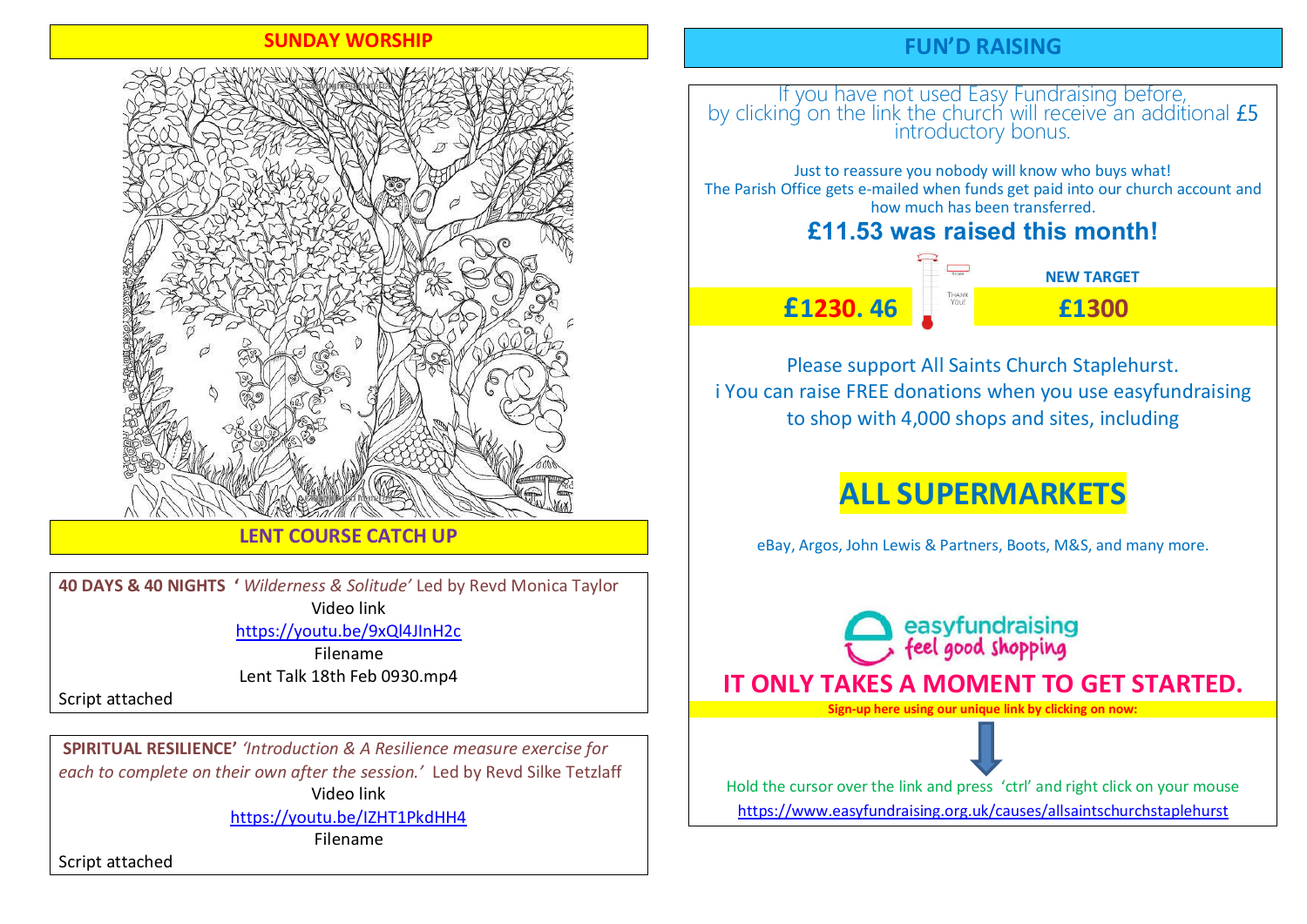## SUNDAY WORSHIP

## LENT COURSE CATCH UP

**40 DAYS & 40 NIGHTS ‘** *‘Wilderness & Solitude’* Led by Revd Monica Taylor

Video link

https://youtu.be/9xQl4JInH2c

Filename

Lent Talk 18th Feb 0930.mp4

Script attached

**SPIRITUAL RESILIENCE’** *‘Introduction & A Resilience measure exercise for each to complete on their own after the session.’* Led by Revd Silke Tetzlaff

Video link

https://youtu.be/IZHT1PkdHH4

Filename

Script attached

## FUN’D RAISING

If you have not used Easy Fundraising before, by clicking on the link the church will receive an additional £5 introductory bonus.

Just to reassure you nobody will know who buys what!
The Parish Office gets e-mailed when funds get paid into our church account and how much has been transferred.

**£11.53 was raised this month!**

| **£1230. 46** | **NEW TARGET** **£1300** |
|---|---|

Please support All Saints Church Staplehurst.
i You can raise FREE donations when you use easyfundraising to shop with 4,000 shops and sites, including

# ALL SUPERMARKETS

eBay, Argos, John Lewis & Partners, Boots, M&S, and many more.

easyfundraising
feel good shopping

## IT ONLY TAKES A MOMENT TO GET STARTED.

**Sign-up here using our unique link by clicking on now:**

Hold the cursor over the link and press ‘ctrl’ and right click on your mouse

https://www.easyfundraising.org.uk/causes/allsaintschurchstaplehurst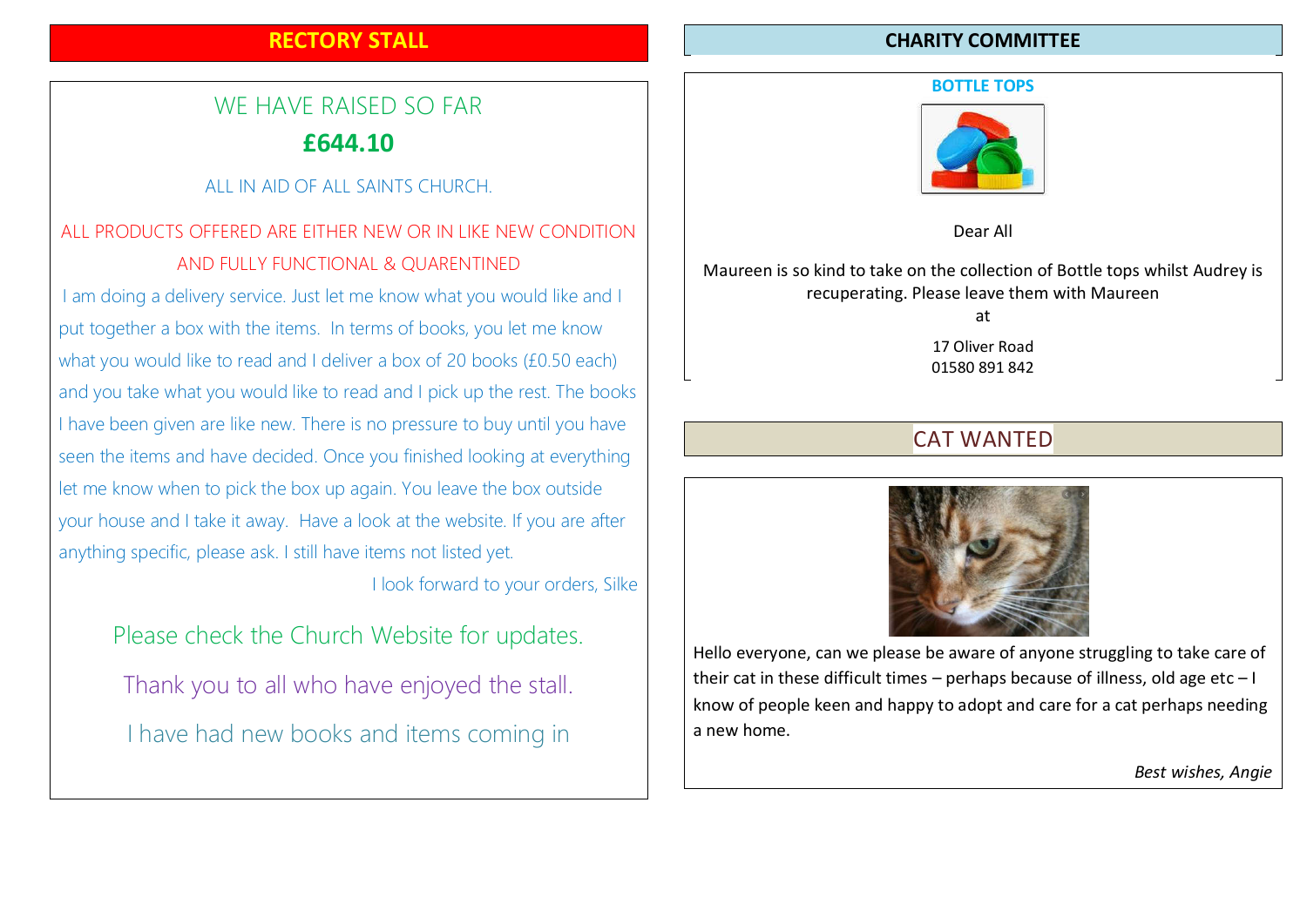## RECTORY STALL

WE HAVE RAISED SO FAR

**£644.10**

ALL IN AID OF ALL SAINTS CHURCH.

ALL PRODUCTS OFFERED ARE EITHER NEW OR IN LIKE NEW CONDITION AND FULLY FUNCTIONAL & QUARENTINED

I am doing a delivery service. Just let me know what you would like and I put together a box with the items. In terms of books, you let me know what you would like to read and I deliver a box of 20 books (£0.50 each) and you take what you would like to read and I pick up the rest. The books I have been given are like new. There is no pressure to buy until you have seen the items and have decided. Once you finished looking at everything let me know when to pick the box up again. You leave the box outside your house and I take it away. Have a look at the website. If you are after anything specific, please ask. I still have items not listed yet.

I look forward to your orders, Silke

Please check the Church Website for updates.

Thank you to all who have enjoyed the stall.

I have had new books and items coming in

## CHARITY COMMITTEE

**BOTTLE TOPS**

Dear All

Maureen is so kind to take on the collection of Bottle tops whilst Audrey is recuperating. Please leave them with Maureen

at

17 Oliver Road
01580 891 842

## CAT WANTED

Hello everyone, can we please be aware of anyone struggling to take care of their cat in these difficult times – perhaps because of illness, old age etc – I know of people keen and happy to adopt and care for a cat perhaps needing a new home.

*Best wishes, Angie*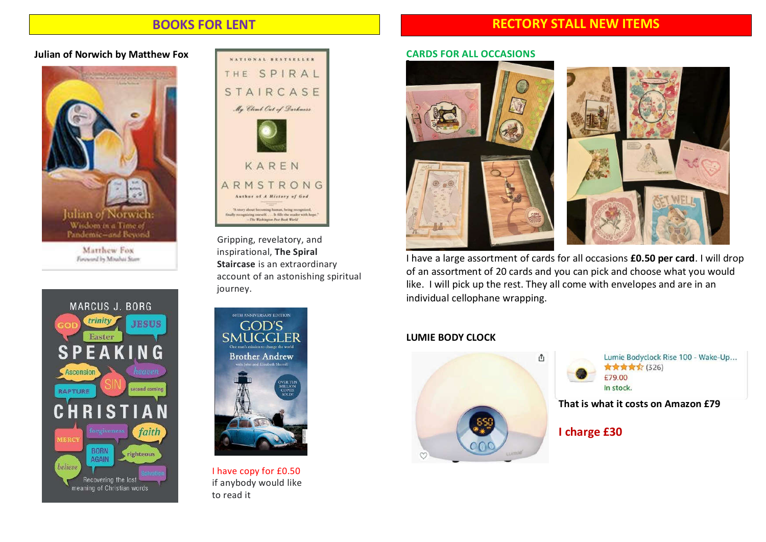## BOOKS FOR LENT

### Julian of Norwich by Matthew Fox

Gripping, revelatory, and inspirational, **The Spiral Staircase** is an extraordinary account of an astonishing spiritual journey.

I have copy for £0.50 if anybody would like to read it

## RECTORY STALL NEW ITEMS

### CARDS FOR ALL OCCASIONS

I have a large assortment of cards for all occasions **£0.50 per card**. I will drop of an assortment of 20 cards and you can pick and choose what you would like. I will pick up the rest. They all come with envelopes and are in an individual cellophane wrapping.

### LUMIE BODY CLOCK

Lumie Bodyclock Rise 100 - Wake-Up...
(326)
£79.00
In stock.

**That is what it costs on Amazon £79**

**I charge £30**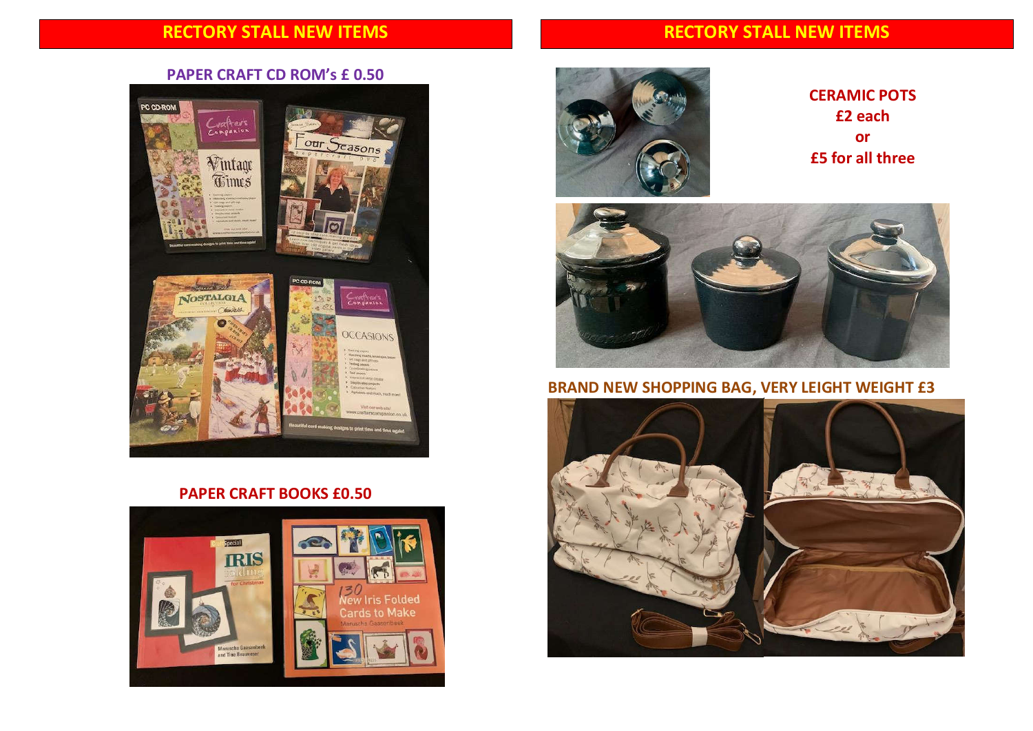## RECTORY STALL NEW ITEMS

### PAPER CRAFT CD ROM's £ 0.50

### PAPER CRAFT BOOKS £0.50

## RECTORY STALL NEW ITEMS

**CERAMIC POTS**
**£2 each**
**or**
**£5 for all three**

### BRAND NEW SHOPPING BAG, VERY LEIGHT WEIGHT £3